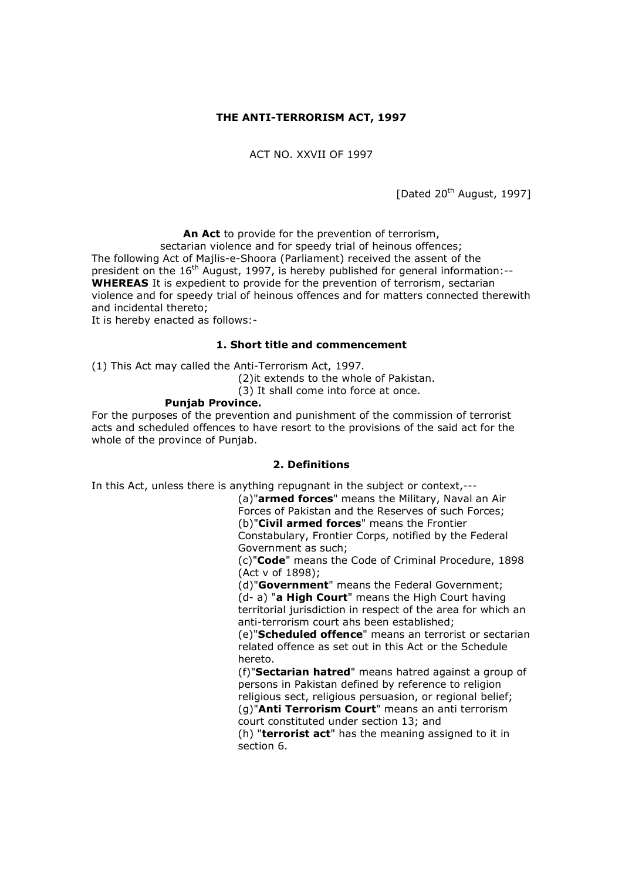# THE ANTI-TERRORISM ACT, 1997

ACT NO. XXVII OF 1997

[Dated 20th August, 1997]

**An Act** to provide for the prevention of terrorism, sectarian violence and for speedy trial of heinous offences;

The following Act of Majlis-e-Shoora (Parliament) received the assent of the president on the 16th August, 1997, is hereby published for general information:--

**WHEREAS** It is expedient to provide for the prevention of terrorism, sectarian violence and for speedy trial of heinous offences and for matters connected therewith and incidental thereto;

It is hereby enacted as follows:-

### 1. Short title and commencement

(1) This Act may called the Anti-Terrorism Act, 1997.

(2)it extends to the whole of Pakistan.

(3) It shall come into force at once.

**Punjab Province.**

For the purposes of the prevention and punishment of the commission of terrorist acts and scheduled offences to have resort to the provisions of the said act for the whole of the province of Punjab.

### 2. Definitions

In this Act, unless there is anything repugnant in the subject or context,---

(a)"**armed forces**" means the Military, Naval an Air Forces of Pakistan and the Reserves of such Forces;

(b)"**Civil armed forces**" means the Frontier Constabulary, Frontier Corps, notified by the Federal Government as such;

(c)"**Code**" means the Code of Criminal Procedure, 1898 (Act v of 1898);

(d)"**Government**" means the Federal Government;

(d- a) "**a High Court**" means the High Court having territorial jurisdiction in respect of the area for which an anti-terrorism court ahs been established;

(e)"**Scheduled offence**" means an terrorist or sectarian related offence as set out in this Act or the Schedule hereto.

(f)"**Sectarian hatred**" means hatred against a group of persons in Pakistan defined by reference to religion religious sect, religious persuasion, or regional belief;

(g)"**Anti Terrorism Court**" means an anti terrorism court constituted under section 13; and

(h) "**terrorist act**" has the meaning assigned to it in section 6.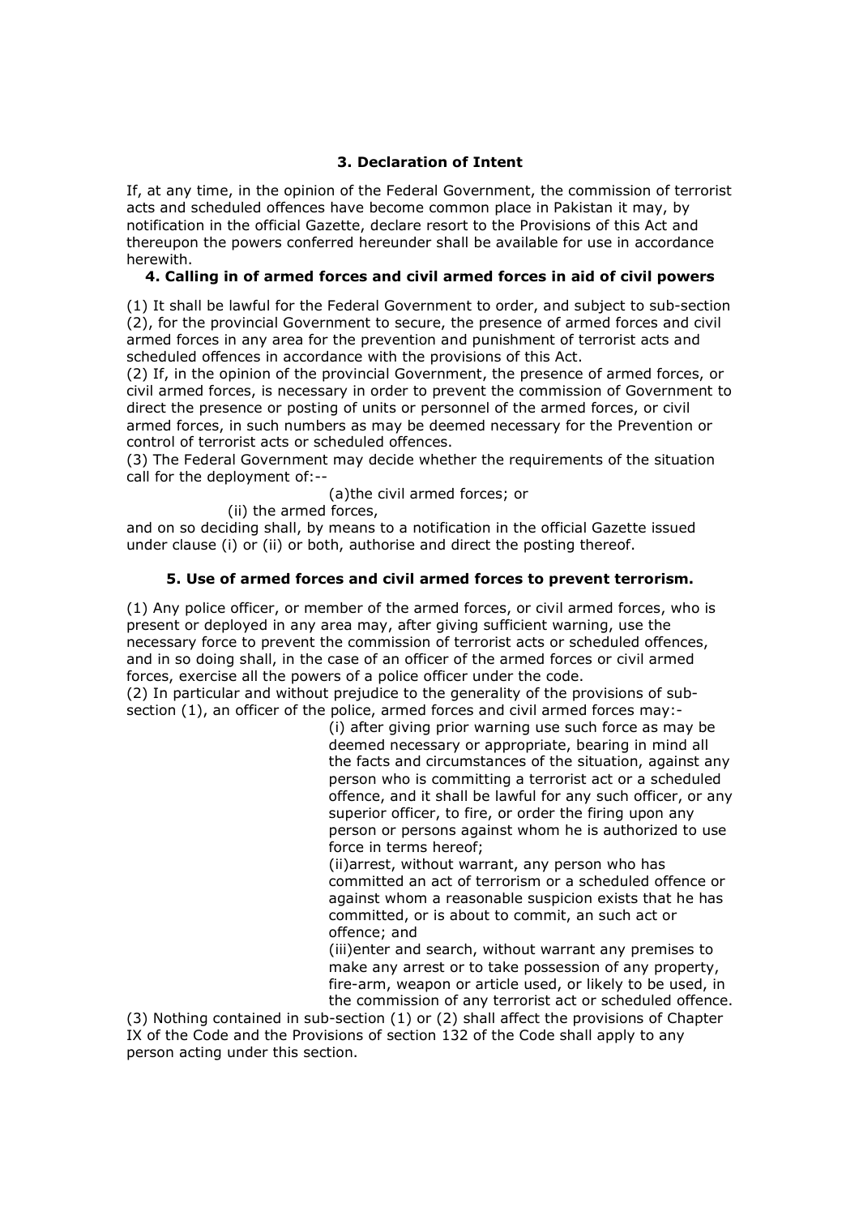### 3. Declaration of Intent

If, at any time, in the opinion of the Federal Government, the commission of terrorist acts and scheduled offences have become common place in Pakistan it may, by notification in the official Gazette, declare resort to the Provisions of this Act and thereupon the powers conferred hereunder shall be available for use in accordance herewith.

### 4. Calling in of armed forces and civil armed forces in aid of civil powers

(1) It shall be lawful for the Federal Government to order, and subject to sub-section (2), for the provincial Government to secure, the presence of armed forces and civil armed forces in any area for the prevention and punishment of terrorist acts and scheduled offences in accordance with the provisions of this Act.
(2) If, in the opinion of the provincial Government, the presence of armed forces, or civil armed forces, is necessary in order to prevent the commission of Government to direct the presence or posting of units or personnel of the armed forces, or civil armed forces, in such numbers as may be deemed necessary for the Prevention or control of terrorist acts or scheduled offences.
(3) The Federal Government may decide whether the requirements of the situation call for the deployment of:--

(a)the civil armed forces; or

(ii) the armed forces,

and on so deciding shall, by means to a notification in the official Gazette issued under clause (i) or (ii) or both, authorise and direct the posting thereof.

### 5. Use of armed forces and civil armed forces to prevent terrorism.

(1) Any police officer, or member of the armed forces, or civil armed forces, who is present or deployed in any area may, after giving sufficient warning, use the necessary force to prevent the commission of terrorist acts or scheduled offences, and in so doing shall, in the case of an officer of the armed forces or civil armed forces, exercise all the powers of a police officer under the code.
(2) In particular and without prejudice to the generality of the provisions of sub-section (1), an officer of the police, armed forces and civil armed forces may:-

(i) after giving prior warning use such force as may be deemed necessary or appropriate, bearing in mind all the facts and circumstances of the situation, against any person who is committing a terrorist act or a scheduled offence, and it shall be lawful for any such officer, or any superior officer, to fire, or order the firing upon any person or persons against whom he is authorized to use force in terms hereof;

(ii)arrest, without warrant, any person who has committed an act of terrorism or a scheduled offence or against whom a reasonable suspicion exists that he has committed, or is about to commit, an such act or offence; and

(iii)enter and search, without warrant any premises to make any arrest or to take possession of any property, fire-arm, weapon or article used, or likely to be used, in the commission of any terrorist act or scheduled offence.

(3) Nothing contained in sub-section (1) or (2) shall affect the provisions of Chapter IX of the Code and the Provisions of section 132 of the Code shall apply to any person acting under this section.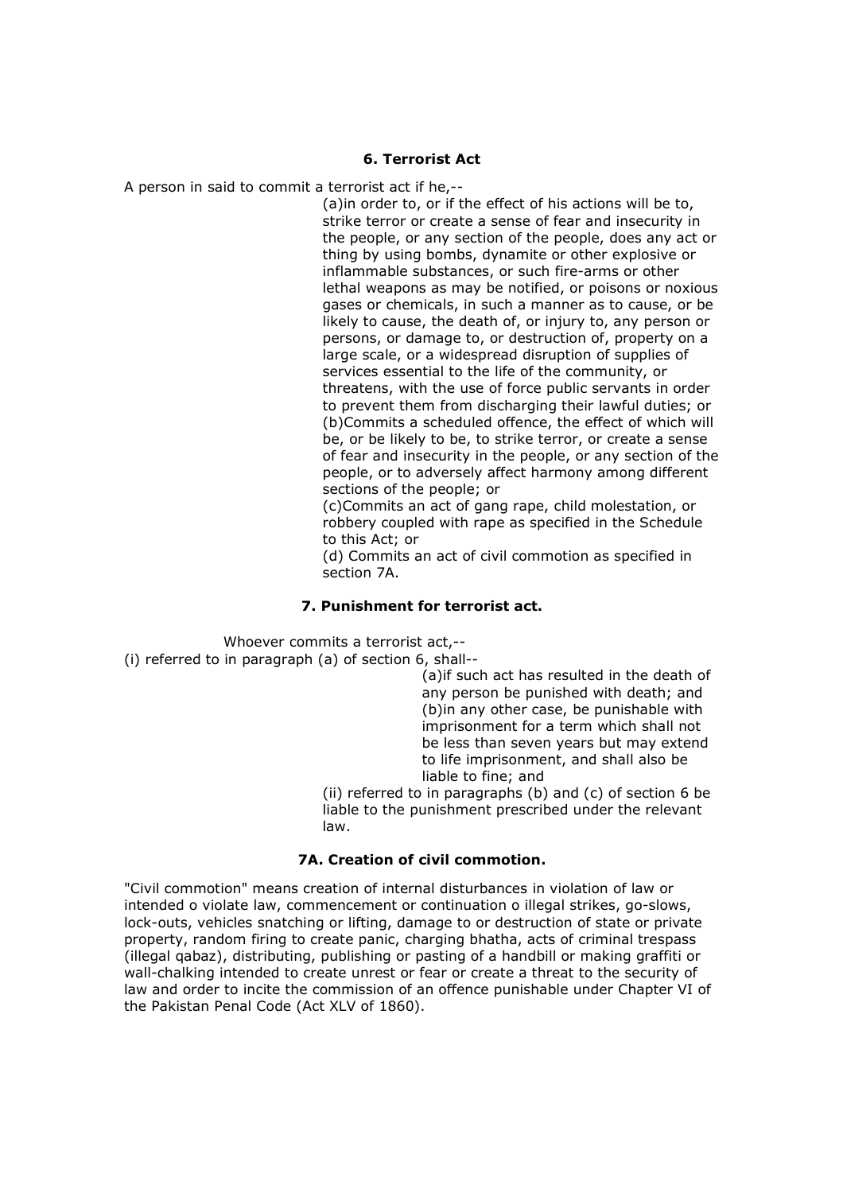#### 6. Terrorist Act

A person in said to commit a terrorist act if he,--

(a)in order to, or if the effect of his actions will be to, strike terror or create a sense of fear and insecurity in the people, or any section of the people, does any act or thing by using bombs, dynamite or other explosive or inflammable substances, or such fire-arms or other lethal weapons as may be notified, or poisons or noxious gases or chemicals, in such a manner as to cause, or be likely to cause, the death of, or injury to, any person or persons, or damage to, or destruction of, property on a large scale, or a widespread disruption of supplies of services essential to the life of the community, or threatens, with the use of force public servants in order to prevent them from discharging their lawful duties; or
(b)Commits a scheduled offence, the effect of which will be, or be likely to be, to strike terror, or create a sense of fear and insecurity in the people, or any section of the people, or to adversely affect harmony among different sections of the people; or
(c)Commits an act of gang rape, child molestation, or robbery coupled with rape as specified in the Schedule to this Act; or
(d) Commits an act of civil commotion as specified in section 7A.

#### 7. Punishment for terrorist act.

Whoever commits a terrorist act,--

(i) referred to in paragraph (a) of section 6, shall--

(a)if such act has resulted in the death of any person be punished with death; and
(b)in any other case, be punishable with imprisonment for a term which shall not be less than seven years but may extend to life imprisonment, and shall also be liable to fine; and

(ii) referred to in paragraphs (b) and (c) of section 6 be liable to the punishment prescribed under the relevant law.

#### 7A. Creation of civil commotion.

"Civil commotion" means creation of internal disturbances in violation of law or intended o violate law, commencement or continuation o illegal strikes, go-slows, lock-outs, vehicles snatching or lifting, damage to or destruction of state or private property, random firing to create panic, charging bhatha, acts of criminal trespass (illegal qabaz), distributing, publishing or pasting of a handbill or making graffiti or wall-chalking intended to create unrest or fear or create a threat to the security of law and order to incite the commission of an offence punishable under Chapter VI of the Pakistan Penal Code (Act XLV of 1860).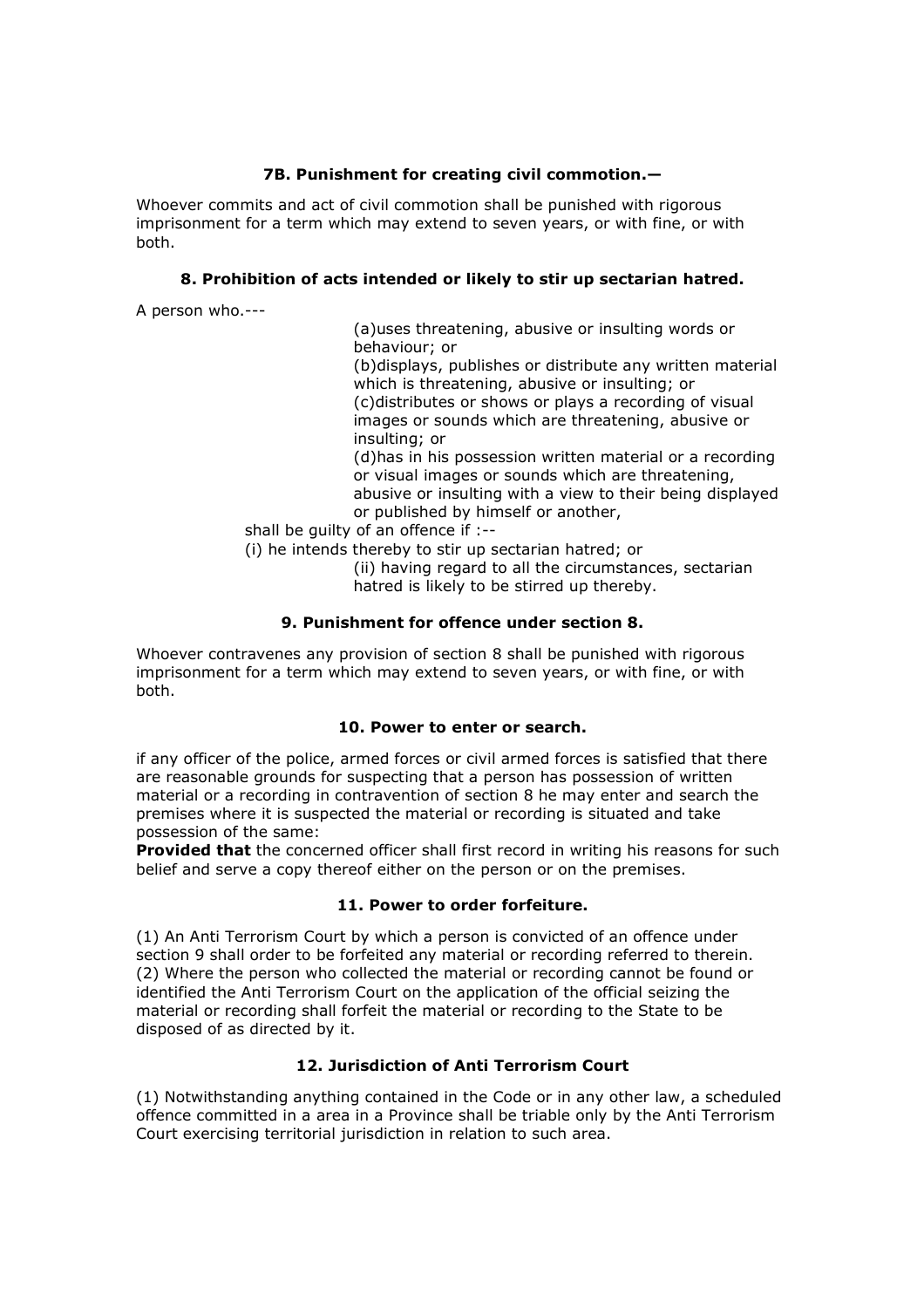### 7B. Punishment for creating civil commotion.—

Whoever commits and act of civil commotion shall be punished with rigorous imprisonment for a term which may extend to seven years, or with fine, or with both.

### 8. Prohibition of acts intended or likely to stir up sectarian hatred.

A person who.---

(a)uses threatening, abusive or insulting words or behaviour; or
(b)displays, publishes or distribute any written material which is threatening, abusive or insulting; or
(c)distributes or shows or plays a recording of visual images or sounds which are threatening, abusive or insulting; or
(d)has in his possession written material or a recording or visual images or sounds which are threatening, abusive or insulting with a view to their being displayed or published by himself or another,

shall be guilty of an offence if :--

(i) he intends thereby to stir up sectarian hatred; or
(ii) having regard to all the circumstances, sectarian hatred is likely to be stirred up thereby.

### 9. Punishment for offence under section 8.

Whoever contravenes any provision of section 8 shall be punished with rigorous imprisonment for a term which may extend to seven years, or with fine, or with both.

### 10. Power to enter or search.

if any officer of the police, armed forces or civil armed forces is satisfied that there are reasonable grounds for suspecting that a person has possession of written material or a recording in contravention of section 8 he may enter and search the premises where it is suspected the material or recording is situated and take possession of the same:
**Provided that** the concerned officer shall first record in writing his reasons for such belief and serve a copy thereof either on the person or on the premises.

### 11. Power to order forfeiture.

(1) An Anti Terrorism Court by which a person is convicted of an offence under section 9 shall order to be forfeited any material or recording referred to therein.
(2) Where the person who collected the material or recording cannot be found or identified the Anti Terrorism Court on the application of the official seizing the material or recording shall forfeit the material or recording to the State to be disposed of as directed by it.

### 12. Jurisdiction of Anti Terrorism Court

(1) Notwithstanding anything contained in the Code or in any other law, a scheduled offence committed in a area in a Province shall be triable only by the Anti Terrorism Court exercising territorial jurisdiction in relation to such area.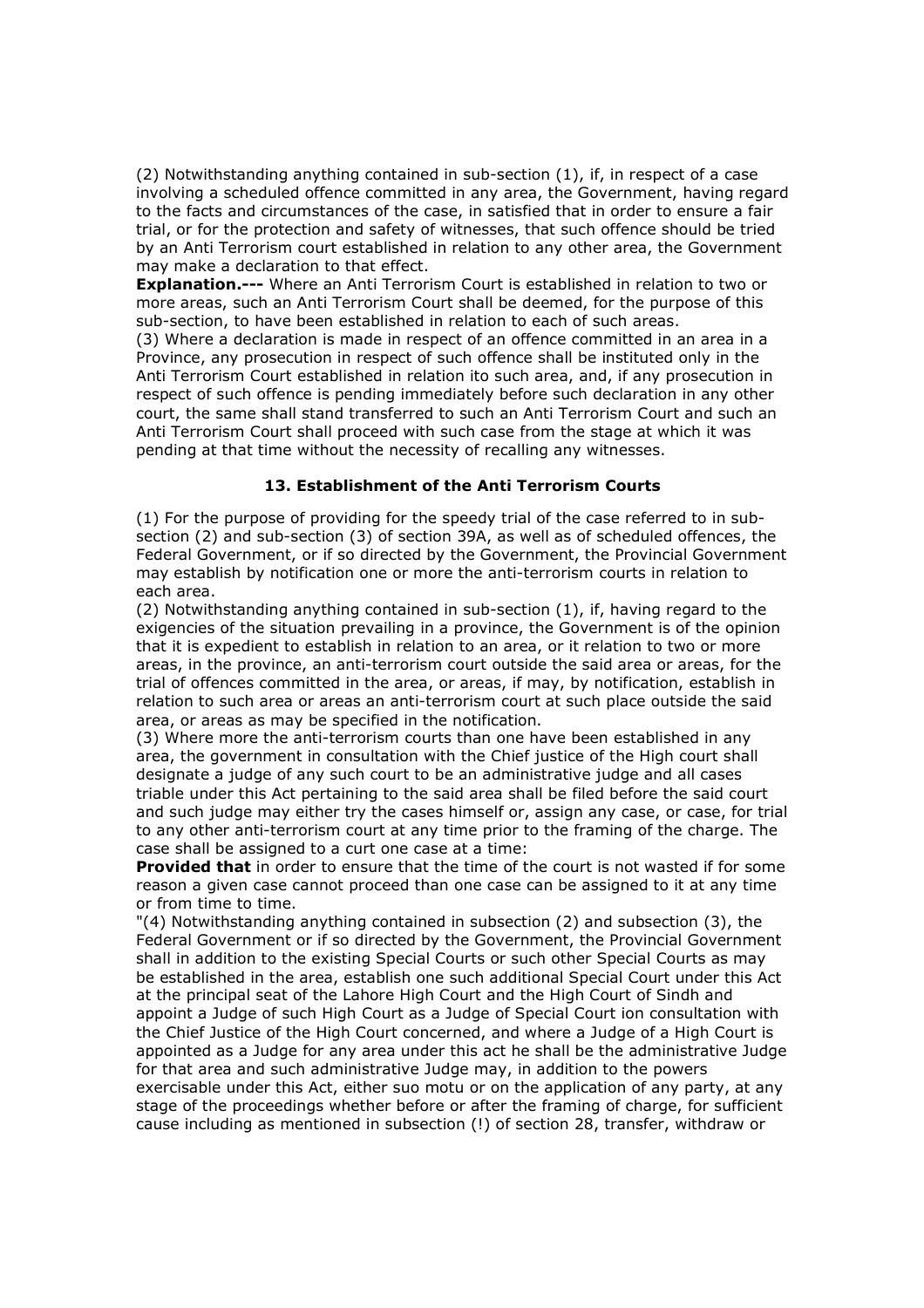(2) Notwithstanding anything contained in sub-section (1), if, in respect of a case involving a scheduled offence committed in any area, the Government, having regard to the facts and circumstances of the case, in satisfied that in order to ensure a fair trial, or for the protection and safety of witnesses, that such offence should be tried by an Anti Terrorism court established in relation to any other area, the Government may make a declaration to that effect.

**Explanation.---** Where an Anti Terrorism Court is established in relation to two or more areas, such an Anti Terrorism Court shall be deemed, for the purpose of this sub-section, to have been established in relation to each of such areas.

(3) Where a declaration is made in respect of an offence committed in an area in a Province, any prosecution in respect of such offence shall be instituted only in the Anti Terrorism Court established in relation ito such area, and, if any prosecution in respect of such offence is pending immediately before such declaration in any other court, the same shall stand transferred to such an Anti Terrorism Court and such an Anti Terrorism Court shall proceed with such case from the stage at which it was pending at that time without the necessity of recalling any witnesses.

### 13. Establishment of the Anti Terrorism Courts

(1) For the purpose of providing for the speedy trial of the case referred to in sub-section (2) and sub-section (3) of section 39A, as well as of scheduled offences, the Federal Government, or if so directed by the Government, the Provincial Government may establish by notification one or more the anti-terrorism courts in relation to each area.

(2) Notwithstanding anything contained in sub-section (1), if, having regard to the exigencies of the situation prevailing in a province, the Government is of the opinion that it is expedient to establish in relation to an area, or it relation to two or more areas, in the province, an anti-terrorism court outside the said area or areas, for the trial of offences committed in the area, or areas, if may, by notification, establish in relation to such area or areas an anti-terrorism court at such place outside the said area, or areas as may be specified in the notification.

(3) Where more the anti-terrorism courts than one have been established in any area, the government in consultation with the Chief justice of the High court shall designate a judge of any such court to be an administrative judge and all cases triable under this Act pertaining to the said area shall be filed before the said court and such judge may either try the cases himself or, assign any case, or case, for trial to any other anti-terrorism court at any time prior to the framing of the charge. The case shall be assigned to a curt one case at a time:

**Provided that** in order to ensure that the time of the court is not wasted if for some reason a given case cannot proceed than one case can be assigned to it at any time or from time to time.

"(4) Notwithstanding anything contained in subsection (2) and subsection (3), the Federal Government or if so directed by the Government, the Provincial Government shall in addition to the existing Special Courts or such other Special Courts as may be established in the area, establish one such additional Special Court under this Act at the principal seat of the Lahore High Court and the High Court of Sindh and appoint a Judge of such High Court as a Judge of Special Court ion consultation with the Chief Justice of the High Court concerned, and where a Judge of a High Court is appointed as a Judge for any area under this act he shall be the administrative Judge for that area and such administrative Judge may, in addition to the powers exercisable under this Act, either suo motu or on the application of any party, at any stage of the proceedings whether before or after the framing of charge, for sufficient cause including as mentioned in subsection (!) of section 28, transfer, withdraw or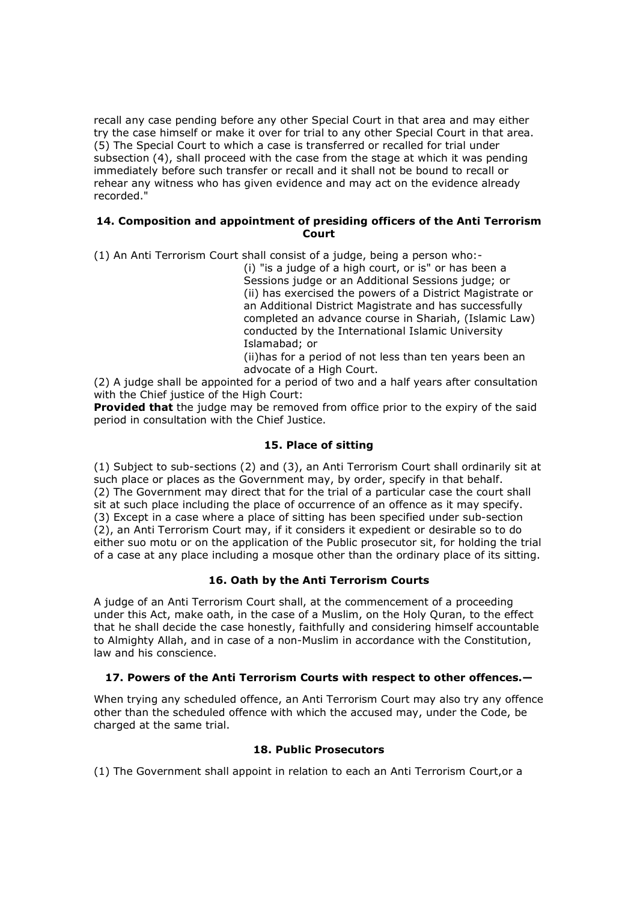recall any case pending before any other Special Court in that area and may either try the case himself or make it over for trial to any other Special Court in that area.
(5) The Special Court to which a case is transferred or recalled for trial under subsection (4), shall proceed with the case from the stage at which it was pending immediately before such transfer or recall and it shall not be bound to recall or rehear any witness who has given evidence and may act on the evidence already recorded."

#### 14. Composition and appointment of presiding officers of the Anti Terrorism Court

(1) An Anti Terrorism Court shall consist of a judge, being a person who:-

(i) "is a judge of a high court, or is" or has been a Sessions judge or an Additional Sessions judge; or
(ii) has exercised the powers of a District Magistrate or an Additional District Magistrate and has successfully completed an advance course in Shariah, (Islamic Law) conducted by the International Islamic University Islamabad; or
(ii)has for a period of not less than ten years been an advocate of a High Court.

(2) A judge shall be appointed for a period of two and a half years after consultation with the Chief justice of the High Court:
**Provided that** the judge may be removed from office prior to the expiry of the said period in consultation with the Chief Justice.

#### 15. Place of sitting

(1) Subject to sub-sections (2) and (3), an Anti Terrorism Court shall ordinarily sit at such place or places as the Government may, by order, specify in that behalf.
(2) The Government may direct that for the trial of a particular case the court shall sit at such place including the place of occurrence of an offence as it may specify.
(3) Except in a case where a place of sitting has been specified under sub-section (2), an Anti Terrorism Court may, if it considers it expedient or desirable so to do either suo motu or on the application of the Public prosecutor sit, for holding the trial of a case at any place including a mosque other than the ordinary place of its sitting.

#### 16. Oath by the Anti Terrorism Courts

A judge of an Anti Terrorism Court shall, at the commencement of a proceeding under this Act, make oath, in the case of a Muslim, on the Holy Quran, to the effect that he shall decide the case honestly, faithfully and considering himself accountable to Almighty Allah, and in case of a non-Muslim in accordance with the Constitution, law and his conscience.

#### 17. Powers of the Anti Terrorism Courts with respect to other offences.—

When trying any scheduled offence, an Anti Terrorism Court may also try any offence other than the scheduled offence with which the accused may, under the Code, be charged at the same trial.

#### 18. Public Prosecutors

(1) The Government shall appoint in relation to each an Anti Terrorism Court,or a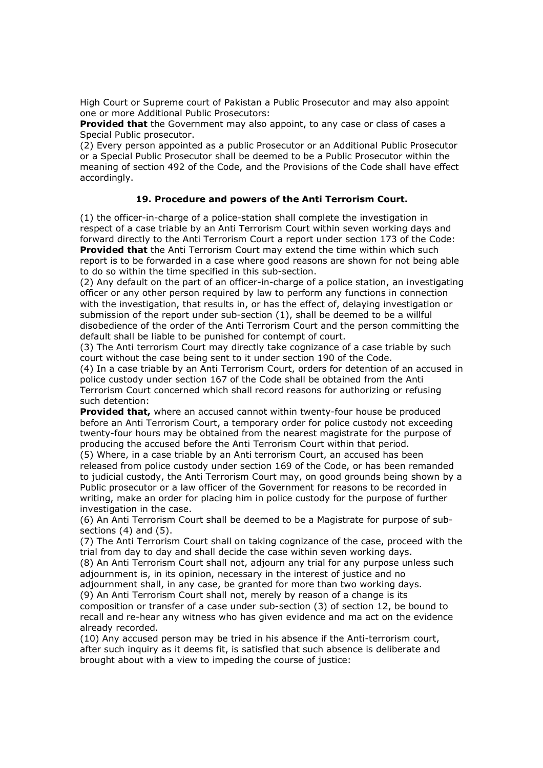High Court or Supreme court of Pakistan a Public Prosecutor and may also appoint one or more Additional Public Prosecutors:

**Provided that** the Government may also appoint, to any case or class of cases a Special Public prosecutor.

(2) Every person appointed as a public Prosecutor or an Additional Public Prosecutor or a Special Public Prosecutor shall be deemed to be a Public Prosecutor within the meaning of section 492 of the Code, and the Provisions of the Code shall have effect accordingly.

### 19. Procedure and powers of the Anti Terrorism Court.

(1) the officer-in-charge of a police-station shall complete the investigation in respect of a case triable by an Anti Terrorism Court within seven working days and forward directly to the Anti Terrorism Court a report under section 173 of the Code:

**Provided that** the Anti Terrorism Court may extend the time within which such report is to be forwarded in a case where good reasons are shown for not being able to do so within the time specified in this sub-section.

(2) Any default on the part of an officer-in-charge of a police station, an investigating officer or any other person required by law to perform any functions in connection with the investigation, that results in, or has the effect of, delaying investigation or submission of the report under sub-section (1), shall be deemed to be a willful disobedience of the order of the Anti Terrorism Court and the person committing the default shall be liable to be punished for contempt of court.

(3) The Anti terrorism Court may directly take cognizance of a case triable by such court without the case being sent to it under section 190 of the Code.

(4) In a case triable by an Anti Terrorism Court, orders for detention of an accused in police custody under section 167 of the Code shall be obtained from the Anti Terrorism Court concerned which shall record reasons for authorizing or refusing such detention:

**Provided that,** where an accused cannot within twenty-four house be produced before an Anti Terrorism Court, a temporary order for police custody not exceeding twenty-four hours may be obtained from the nearest magistrate for the purpose of producing the accused before the Anti Terrorism Court within that period.

(5) Where, in a case triable by an Anti terrorism Court, an accused has been released from police custody under section 169 of the Code, or has been remanded to judicial custody, the Anti Terrorism Court may, on good grounds being shown by a Public prosecutor or a law officer of the Government for reasons to be recorded in writing, make an order for placing him in police custody for the purpose of further investigation in the case.

(6) An Anti Terrorism Court shall be deemed to be a Magistrate for purpose of sub-sections (4) and (5).

(7) The Anti Terrorism Court shall on taking cognizance of the case, proceed with the trial from day to day and shall decide the case within seven working days.

(8) An Anti Terrorism Court shall not, adjourn any trial for any purpose unless such adjournment is, in its opinion, necessary in the interest of justice and no adjournment shall, in any case, be granted for more than two working days.

(9) An Anti Terrorism Court shall not, merely by reason of a change is its composition or transfer of a case under sub-section (3) of section 12, be bound to recall and re-hear any witness who has given evidence and ma act on the evidence already recorded.

(10) Any accused person may be tried in his absence if the Anti-terrorism court, after such inquiry as it deems fit, is satisfied that such absence is deliberate and brought about with a view to impeding the course of justice: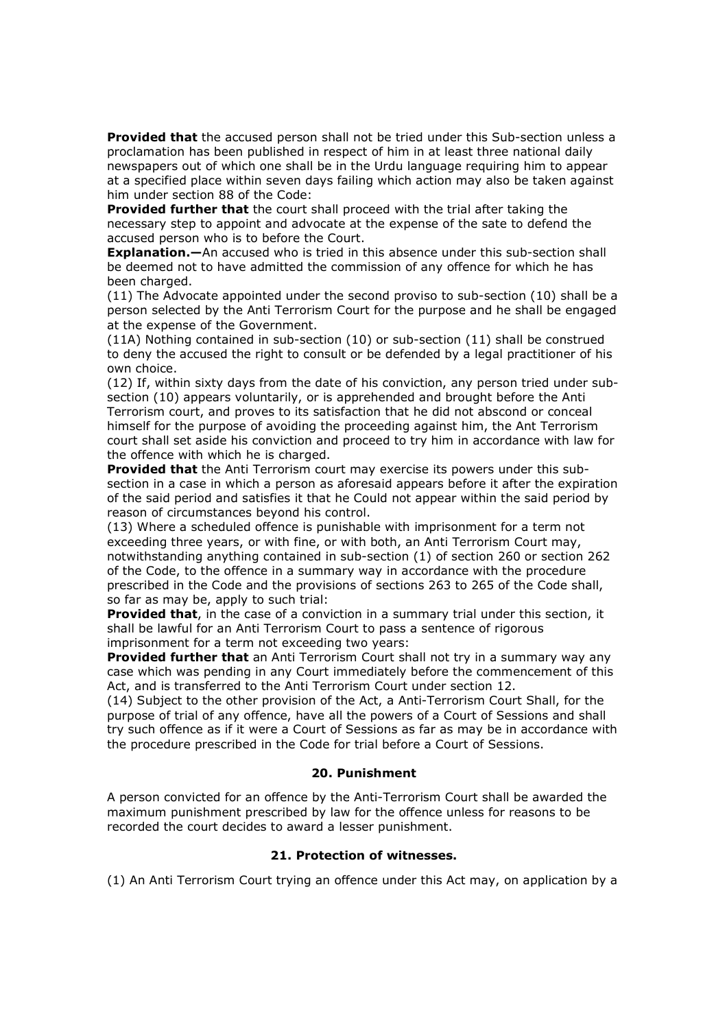**Provided that** the accused person shall not be tried under this Sub-section unless a proclamation has been published in respect of him in at least three national daily newspapers out of which one shall be in the Urdu language requiring him to appear at a specified place within seven days failing which action may also be taken against him under section 88 of the Code:

**Provided further that** the court shall proceed with the trial after taking the necessary step to appoint and advocate at the expense of the sate to defend the accused person who is to before the Court.

**Explanation.—**An accused who is tried in this absence under this sub-section shall be deemed not to have admitted the commission of any offence for which he has been charged.

(11) The Advocate appointed under the second proviso to sub-section (10) shall be a person selected by the Anti Terrorism Court for the purpose and he shall be engaged at the expense of the Government.

(11A) Nothing contained in sub-section (10) or sub-section (11) shall be construed to deny the accused the right to consult or be defended by a legal practitioner of his own choice.

(12) If, within sixty days from the date of his conviction, any person tried under sub-section (10) appears voluntarily, or is apprehended and brought before the Anti Terrorism court, and proves to its satisfaction that he did not abscond or conceal himself for the purpose of avoiding the proceeding against him, the Ant Terrorism court shall set aside his conviction and proceed to try him in accordance with law for the offence with which he is charged.

**Provided that** the Anti Terrorism court may exercise its powers under this sub-section in a case in which a person as aforesaid appears before it after the expiration of the said period and satisfies it that he Could not appear within the said period by reason of circumstances beyond his control.

(13) Where a scheduled offence is punishable with imprisonment for a term not exceeding three years, or with fine, or with both, an Anti Terrorism Court may, notwithstanding anything contained in sub-section (1) of section 260 or section 262 of the Code, to the offence in a summary way in accordance with the procedure prescribed in the Code and the provisions of sections 263 to 265 of the Code shall, so far as may be, apply to such trial:

**Provided that**, in the case of a conviction in a summary trial under this section, it shall be lawful for an Anti Terrorism Court to pass a sentence of rigorous imprisonment for a term not exceeding two years:

**Provided further that** an Anti Terrorism Court shall not try in a summary way any case which was pending in any Court immediately before the commencement of this Act, and is transferred to the Anti Terrorism Court under section 12.

(14) Subject to the other provision of the Act, a Anti-Terrorism Court Shall, for the purpose of trial of any offence, have all the powers of a Court of Sessions and shall try such offence as if it were a Court of Sessions as far as may be in accordance with the procedure prescribed in the Code for trial before a Court of Sessions.

### 20. Punishment

A person convicted for an offence by the Anti-Terrorism Court shall be awarded the maximum punishment prescribed by law for the offence unless for reasons to be recorded the court decides to award a lesser punishment.

### 21. Protection of witnesses.

(1) An Anti Terrorism Court trying an offence under this Act may, on application by a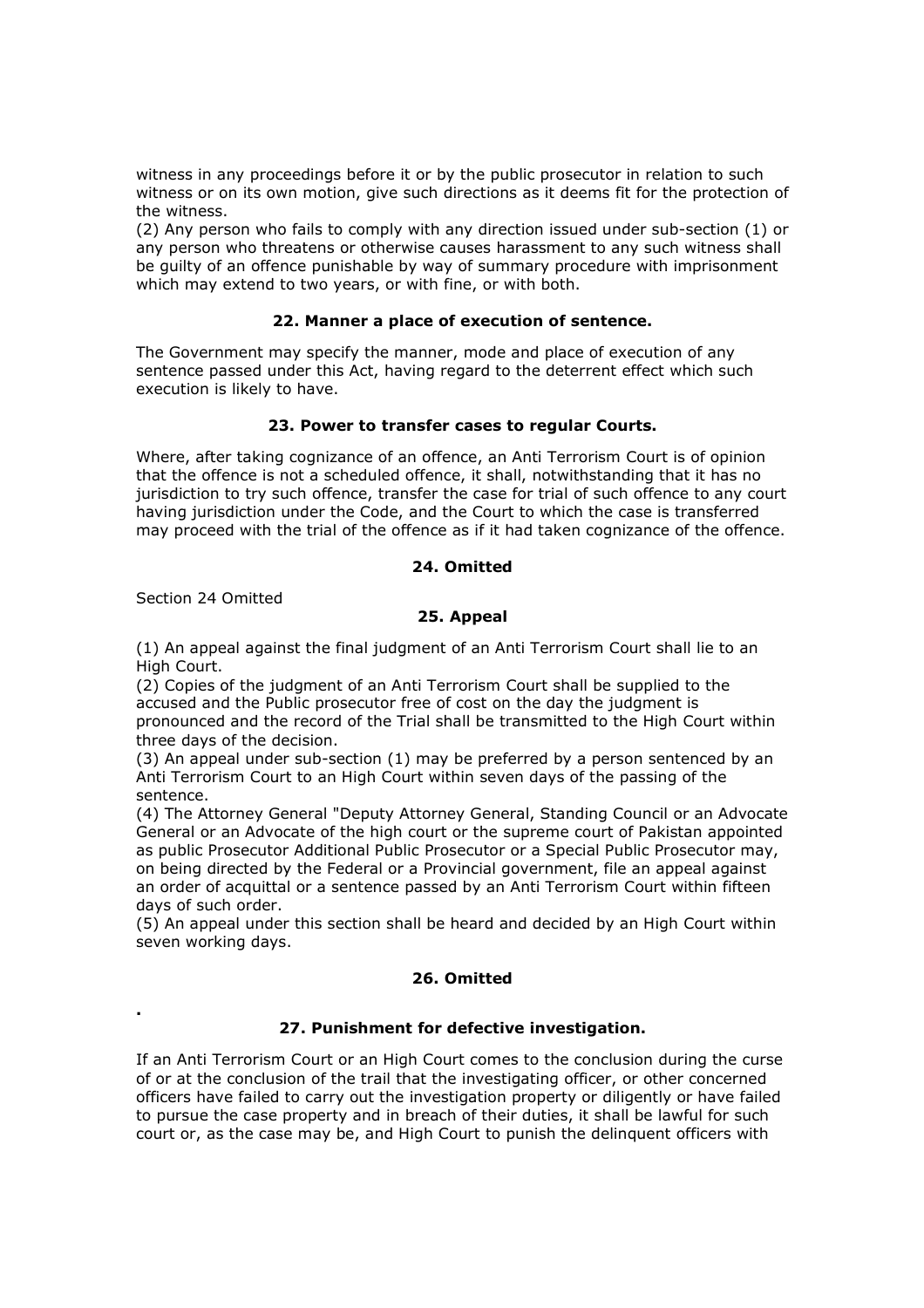witness in any proceedings before it or by the public prosecutor in relation to such witness or on its own motion, give such directions as it deems fit for the protection of the witness.

(2) Any person who fails to comply with any direction issued under sub-section (1) or any person who threatens or otherwise causes harassment to any such witness shall be guilty of an offence punishable by way of summary procedure with imprisonment which may extend to two years, or with fine, or with both.

**22. Manner a place of execution of sentence.**

The Government may specify the manner, mode and place of execution of any sentence passed under this Act, having regard to the deterrent effect which such execution is likely to have.

**23. Power to transfer cases to regular Courts.**

Where, after taking cognizance of an offence, an Anti Terrorism Court is of opinion that the offence is not a scheduled offence, it shall, notwithstanding that it has no jurisdiction to try such offence, transfer the case for trial of such offence to any court having jurisdiction under the Code, and the Court to which the case is transferred may proceed with the trial of the offence as if it had taken cognizance of the offence.

**24. Omitted**

Section 24 Omitted

**25. Appeal**

(1) An appeal against the final judgment of an Anti Terrorism Court shall lie to an High Court.

(2) Copies of the judgment of an Anti Terrorism Court shall be supplied to the accused and the Public prosecutor free of cost on the day the judgment is pronounced and the record of the Trial shall be transmitted to the High Court within three days of the decision.

(3) An appeal under sub-section (1) may be preferred by a person sentenced by an Anti Terrorism Court to an High Court within seven days of the passing of the sentence.

(4) The Attorney General "Deputy Attorney General, Standing Council or an Advocate General or an Advocate of the high court or the supreme court of Pakistan appointed as public Prosecutor Additional Public Prosecutor or a Special Public Prosecutor may, on being directed by the Federal or a Provincial government, file an appeal against an order of acquittal or a sentence passed by an Anti Terrorism Court within fifteen days of such order.

(5) An appeal under this section shall be heard and decided by an High Court within seven working days.

**26. Omitted**

.

**27. Punishment for defective investigation.**

If an Anti Terrorism Court or an High Court comes to the conclusion during the curse of or at the conclusion of the trail that the investigating officer, or other concerned officers have failed to carry out the investigation property or diligently or have failed to pursue the case property and in breach of their duties, it shall be lawful for such court or, as the case may be, and High Court to punish the delinquent officers with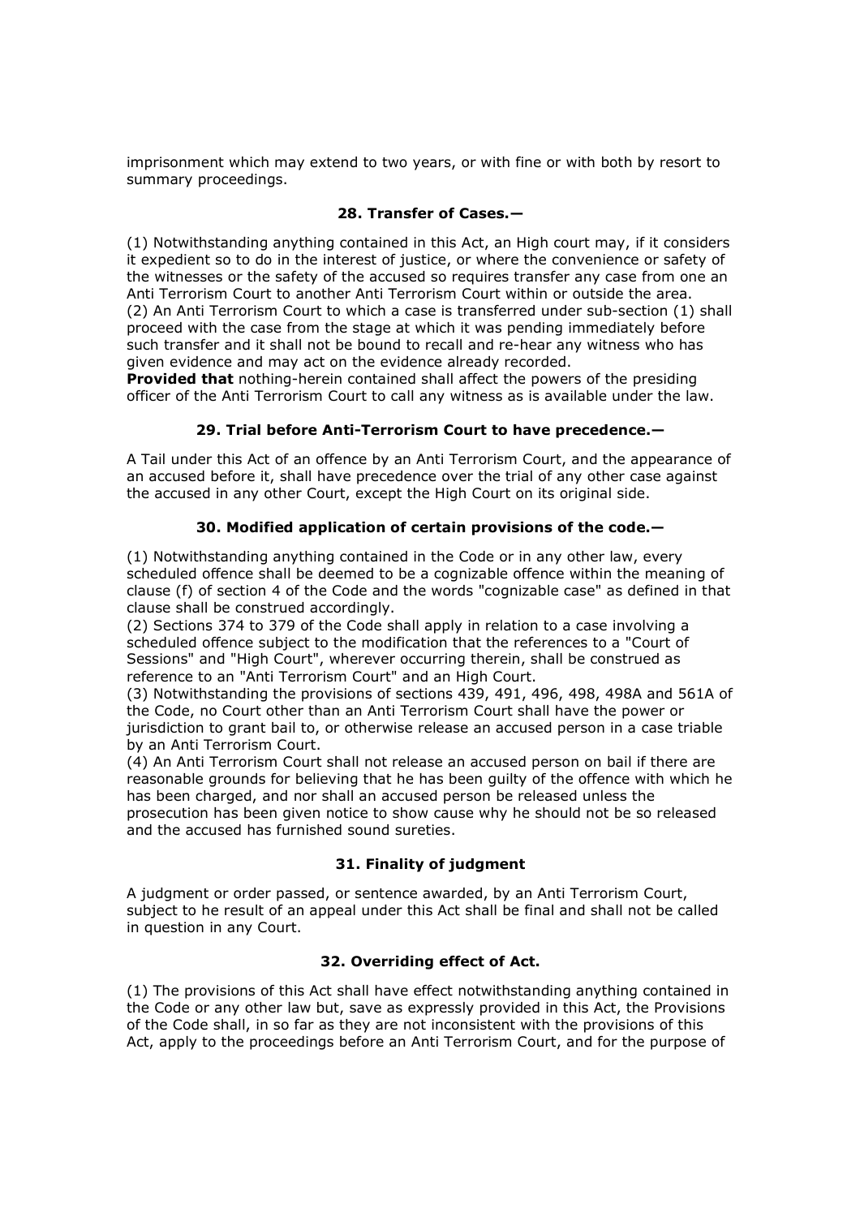imprisonment which may extend to two years, or with fine or with both by resort to summary proceedings.

### 28. Transfer of Cases.—

(1) Notwithstanding anything contained in this Act, an High court may, if it considers it expedient so to do in the interest of justice, or where the convenience or safety of the witnesses or the safety of the accused so requires transfer any case from one an Anti Terrorism Court to another Anti Terrorism Court within or outside the area.
(2) An Anti Terrorism Court to which a case is transferred under sub-section (1) shall proceed with the case from the stage at which it was pending immediately before such transfer and it shall not be bound to recall and re-hear any witness who has given evidence and may act on the evidence already recorded.
**Provided that** nothing-herein contained shall affect the powers of the presiding officer of the Anti Terrorism Court to call any witness as is available under the law.

### 29. Trial before Anti-Terrorism Court to have precedence.—

A Tail under this Act of an offence by an Anti Terrorism Court, and the appearance of an accused before it, shall have precedence over the trial of any other case against the accused in any other Court, except the High Court on its original side.

### 30. Modified application of certain provisions of the code.—

(1) Notwithstanding anything contained in the Code or in any other law, every scheduled offence shall be deemed to be a cognizable offence within the meaning of clause (f) of section 4 of the Code and the words "cognizable case" as defined in that clause shall be construed accordingly.
(2) Sections 374 to 379 of the Code shall apply in relation to a case involving a scheduled offence subject to the modification that the references to a "Court of Sessions" and "High Court", wherever occurring therein, shall be construed as reference to an "Anti Terrorism Court" and an High Court.
(3) Notwithstanding the provisions of sections 439, 491, 496, 498, 498A and 561A of the Code, no Court other than an Anti Terrorism Court shall have the power or jurisdiction to grant bail to, or otherwise release an accused person in a case triable by an Anti Terrorism Court.
(4) An Anti Terrorism Court shall not release an accused person on bail if there are reasonable grounds for believing that he has been guilty of the offence with which he has been charged, and nor shall an accused person be released unless the prosecution has been given notice to show cause why he should not be so released and the accused has furnished sound sureties.

### 31. Finality of judgment

A judgment or order passed, or sentence awarded, by an Anti Terrorism Court, subject to he result of an appeal under this Act shall be final and shall not be called in question in any Court.

### 32. Overriding effect of Act.

(1) The provisions of this Act shall have effect notwithstanding anything contained in the Code or any other law but, save as expressly provided in this Act, the Provisions of the Code shall, in so far as they are not inconsistent with the provisions of this Act, apply to the proceedings before an Anti Terrorism Court, and for the purpose of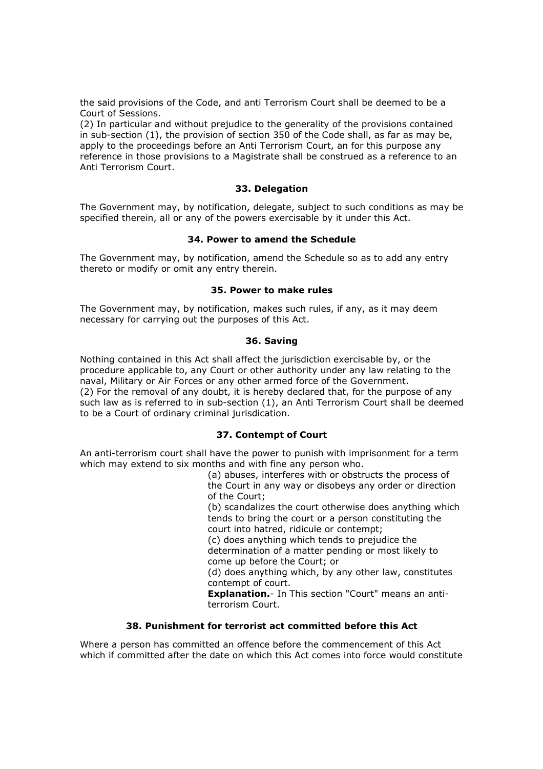the said provisions of the Code, and anti Terrorism Court shall be deemed to be a Court of Sessions.

(2) In particular and without prejudice to the generality of the provisions contained in sub-section (1), the provision of section 350 of the Code shall, as far as may be, apply to the proceedings before an Anti Terrorism Court, an for this purpose any reference in those provisions to a Magistrate shall be construed as a reference to an Anti Terrorism Court.

### 33. Delegation

The Government may, by notification, delegate, subject to such conditions as may be specified therein, all or any of the powers exercisable by it under this Act.

### 34. Power to amend the Schedule

The Government may, by notification, amend the Schedule so as to add any entry thereto or modify or omit any entry therein.

### 35. Power to make rules

The Government may, by notification, makes such rules, if any, as it may deem necessary for carrying out the purposes of this Act.

### 36. Saving

Nothing contained in this Act shall affect the jurisdiction exercisable by, or the procedure applicable to, any Court or other authority under any law relating to the naval, Military or Air Forces or any other armed force of the Government.

(2) For the removal of any doubt, it is hereby declared that, for the purpose of any such law as is referred to in sub-section (1), an Anti Terrorism Court shall be deemed to be a Court of ordinary criminal jurisdication.

### 37. Contempt of Court

An anti-terrorism court shall have the power to punish with imprisonment for a term which may extend to six months and with fine any person who.

(a) abuses, interferes with or obstructs the process of the Court in any way or disobeys any order or direction of the Court;

(b) scandalizes the court otherwise does anything which tends to bring the court or a person constituting the court into hatred, ridicule or contempt;

(c) does anything which tends to prejudice the determination of a matter pending or most likely to come up before the Court; or

(d) does anything which, by any other law, constitutes contempt of court.

**Explanation.**- In This section "Court" means an anti-terrorism Court.

### 38. Punishment for terrorist act committed before this Act

Where a person has committed an offence before the commencement of this Act which if committed after the date on which this Act comes into force would constitute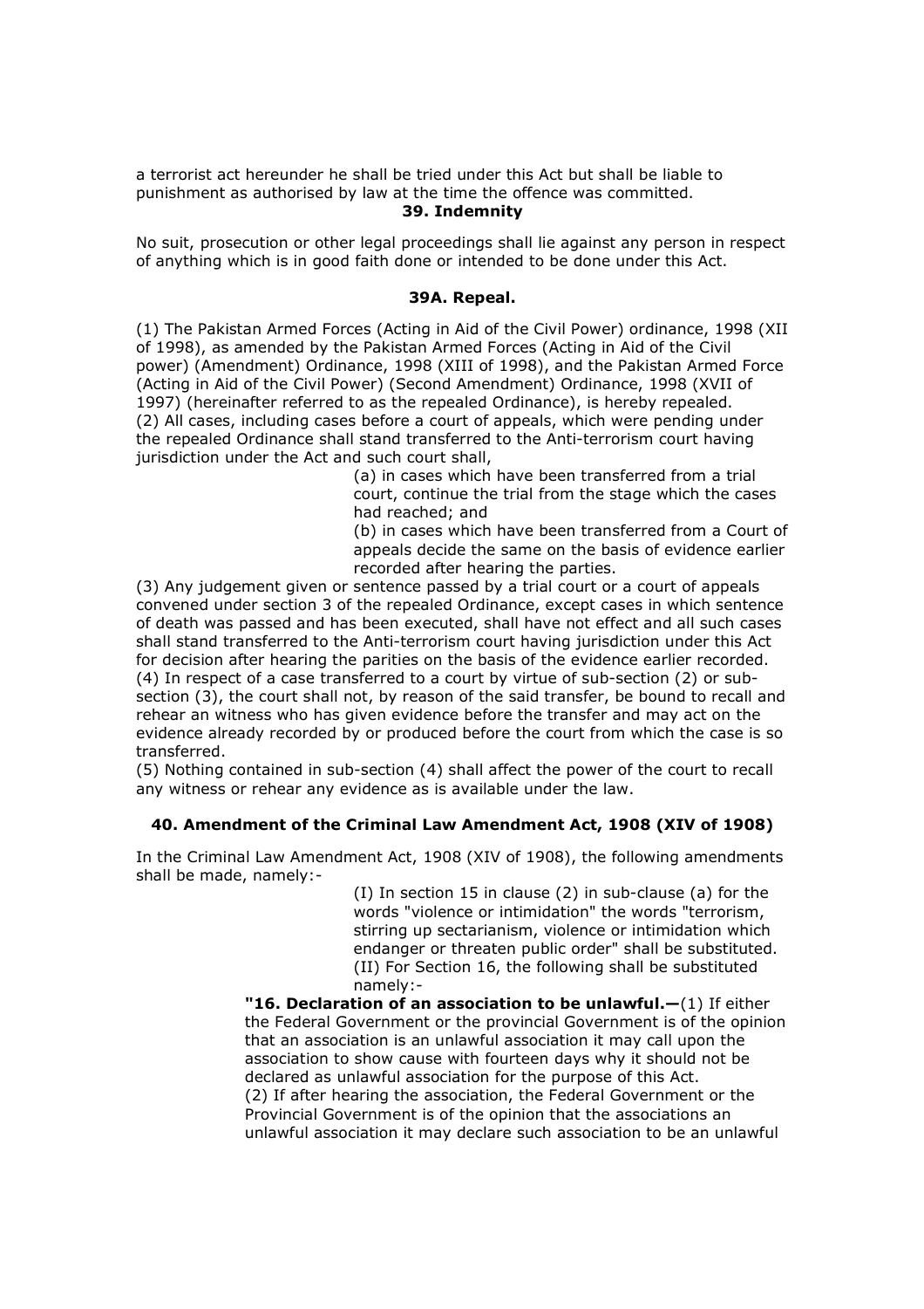a terrorist act hereunder he shall be tried under this Act but shall be liable to punishment as authorised by law at the time the offence was committed.

### 39. Indemnity

No suit, prosecution or other legal proceedings shall lie against any person in respect of anything which is in good faith done or intended to be done under this Act.

### 39A. Repeal.

(1) The Pakistan Armed Forces (Acting in Aid of the Civil Power) ordinance, 1998 (XII of 1998), as amended by the Pakistan Armed Forces (Acting in Aid of the Civil power) (Amendment) Ordinance, 1998 (XIII of 1998), and the Pakistan Armed Force (Acting in Aid of the Civil Power) (Second Amendment) Ordinance, 1998 (XVII of 1997) (hereinafter referred to as the repealed Ordinance), is hereby repealed.

(2) All cases, including cases before a court of appeals, which were pending under the repealed Ordinance shall stand transferred to the Anti-terrorism court having jurisdiction under the Act and such court shall,

> (a) in cases which have been transferred from a trial court, continue the trial from the stage which the cases had reached; and
>
> (b) in cases which have been transferred from a Court of appeals decide the same on the basis of evidence earlier recorded after hearing the parties.

(3) Any judgement given or sentence passed by a trial court or a court of appeals convened under section 3 of the repealed Ordinance, except cases in which sentence of death was passed and has been executed, shall have not effect and all such cases shall stand transferred to the Anti-terrorism court having jurisdiction under this Act for decision after hearing the parities on the basis of the evidence earlier recorded.

(4) In respect of a case transferred to a court by virtue of sub-section (2) or sub-section (3), the court shall not, by reason of the said transfer, be bound to recall and rehear an witness who has given evidence before the transfer and may act on the evidence already recorded by or produced before the court from which the case is so transferred.

(5) Nothing contained in sub-section (4) shall affect the power of the court to recall any witness or rehear any evidence as is available under the law.

### 40. Amendment of the Criminal Law Amendment Act, 1908 (XIV of 1908)

In the Criminal Law Amendment Act, 1908 (XIV of 1908), the following amendments shall be made, namely:-

> (I) In section 15 in clause (2) in sub-clause (a) for the words "violence or intimidation" the words "terrorism, stirring up sectarianism, violence or intimidation which endanger or threaten public order" shall be substituted.
>
> (II) For Section 16, the following shall be substituted namely:-
>
> **"16. Declaration of an association to be unlawful.—**(1) If either the Federal Government or the provincial Government is of the opinion that an association is an unlawful association it may call upon the association to show cause with fourteen days why it should not be declared as unlawful association for the purpose of this Act.
>
> (2) If after hearing the association, the Federal Government or the Provincial Government is of the opinion that the associations an unlawful association it may declare such association to be an unlawful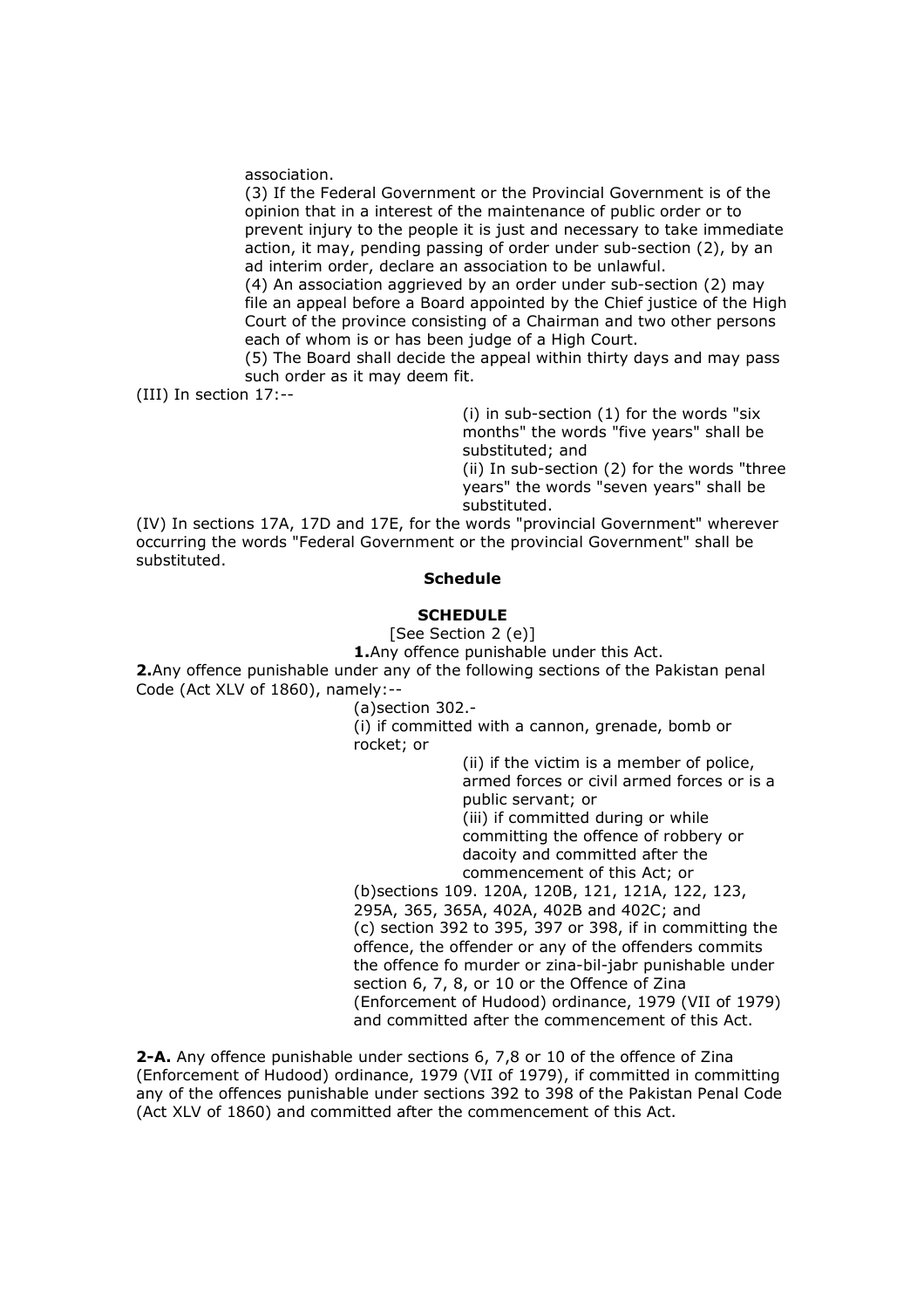association.

(3) If the Federal Government or the Provincial Government is of the opinion that in a interest of the maintenance of public order or to prevent injury to the people it is just and necessary to take immediate action, it may, pending passing of order under sub-section (2), by an ad interim order, declare an association to be unlawful.

(4) An association aggrieved by an order under sub-section (2) may file an appeal before a Board appointed by the Chief justice of the High Court of the province consisting of a Chairman and two other persons each of whom is or has been judge of a High Court.

(5) The Board shall decide the appeal within thirty days and may pass such order as it may deem fit.

(III) In section 17:--

(i) in sub-section (1) for the words "six months" the words "five years" shall be substituted; and

(ii) In sub-section (2) for the words "three years" the words "seven years" shall be substituted.

(IV) In sections 17A, 17D and 17E, for the words "provincial Government" wherever occurring the words "Federal Government or the provincial Government" shall be substituted.

**Schedule**

**SCHEDULE**

[See Section 2 (e)]

**1.**Any offence punishable under this Act.

**2.**Any offence punishable under any of the following sections of the Pakistan penal Code (Act XLV of 1860), namely:--

(a)section 302.-

(i) if committed with a cannon, grenade, bomb or rocket; or

(ii) if the victim is a member of police, armed forces or civil armed forces or is a public servant; or

(iii) if committed during or while committing the offence of robbery or dacoity and committed after the commencement of this Act; or

(b)sections 109. 120A, 120B, 121, 121A, 122, 123, 295A, 365, 365A, 402A, 402B and 402C; and

(c) section 392 to 395, 397 or 398, if in committing the offence, the offender or any of the offenders commits the offence fo murder or zina-bil-jabr punishable under section 6, 7, 8, or 10 or the Offence of Zina (Enforcement of Hudood) ordinance, 1979 (VII of 1979) and committed after the commencement of this Act.

**2-A.** Any offence punishable under sections 6, 7,8 or 10 of the offence of Zina (Enforcement of Hudood) ordinance, 1979 (VII of 1979), if committed in committing any of the offences punishable under sections 392 to 398 of the Pakistan Penal Code (Act XLV of 1860) and committed after the commencement of this Act.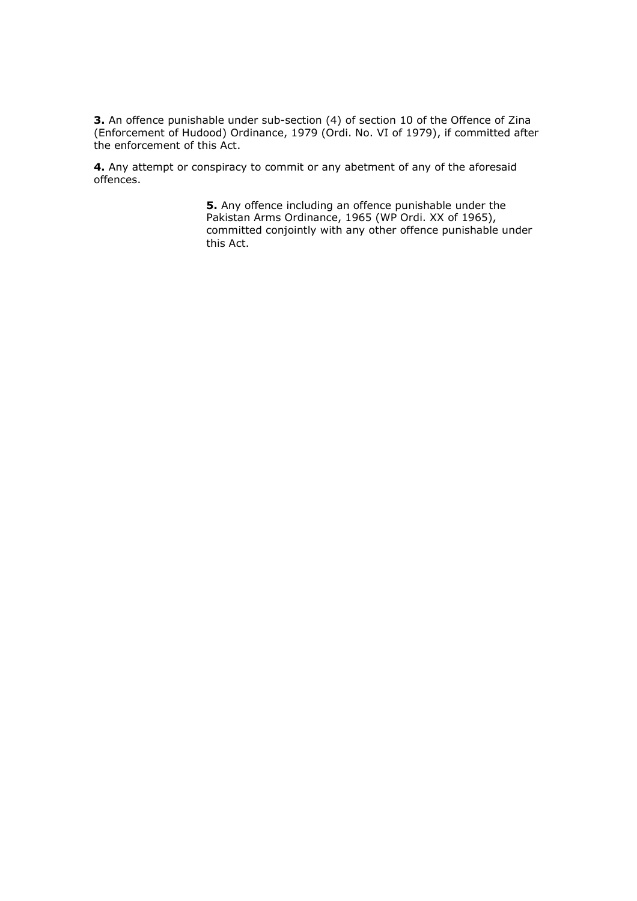**3.** An offence punishable under sub-section (4) of section 10 of the Offence of Zina (Enforcement of Hudood) Ordinance, 1979 (Ordi. No. VI of 1979), if committed after the enforcement of this Act.

**4.** Any attempt or conspiracy to commit or any abetment of any of the aforesaid offences.

**5.** Any offence including an offence punishable under the Pakistan Arms Ordinance, 1965 (WP Ordi. XX of 1965), committed conjointly with any other offence punishable under this Act.